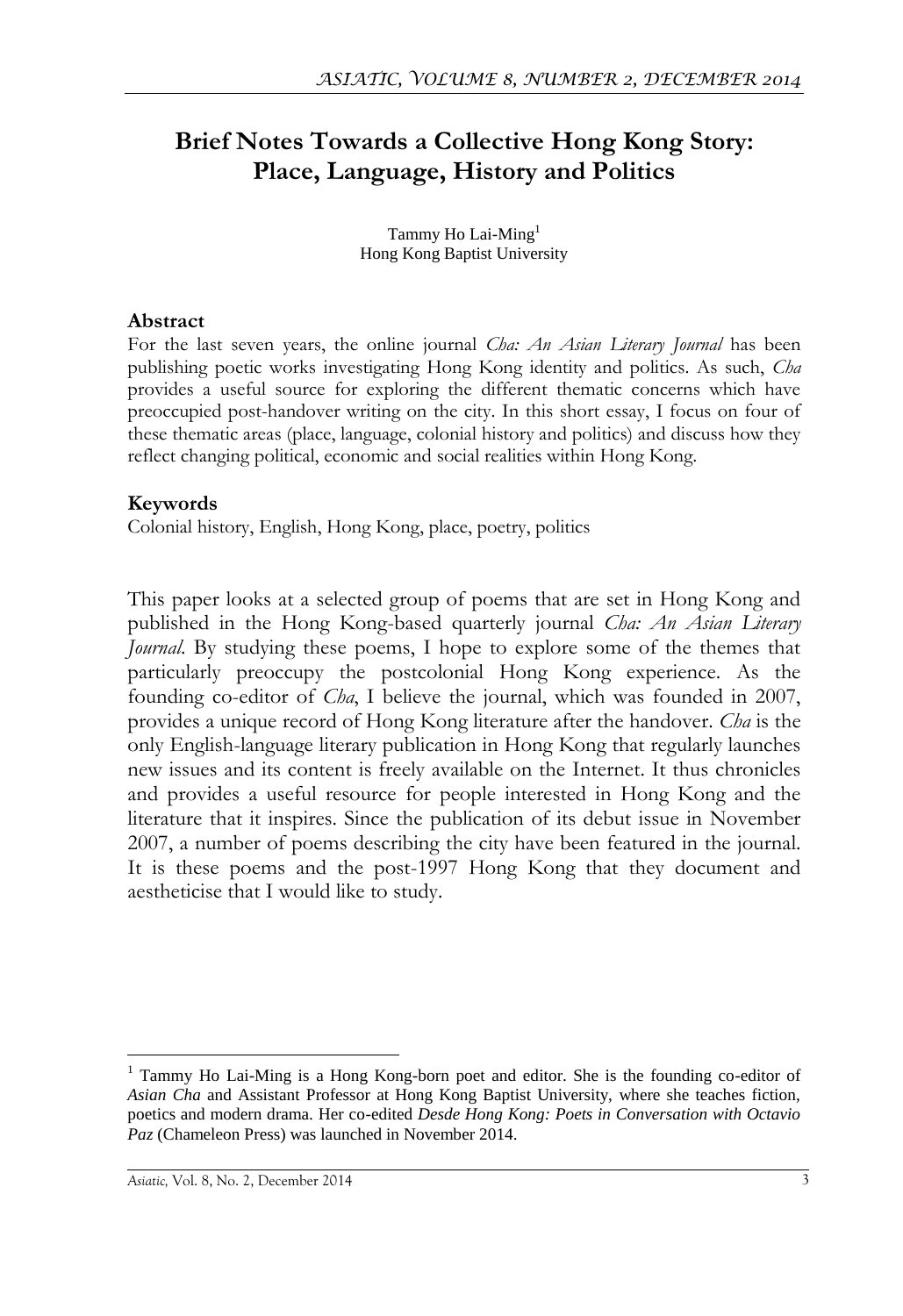# Brief Notes Towards a Collective Hong Kong Story: Place, Language, History and Politics

Tammy Ho Lai-Ming[1]
Hong Kong Baptist University

## Abstract

For the last seven years, the online journal *Cha: An Asian Literary Journal* has been publishing poetic works investigating Hong Kong identity and politics. As such, *Cha* provides a useful source for exploring the different thematic concerns which have preoccupied post-handover writing on the city. In this short essay, I focus on four of these thematic areas (place, language, colonial history and politics) and discuss how they reflect changing political, economic and social realities within Hong Kong.

## Keywords

Colonial history, English, Hong Kong, place, poetry, politics

This paper looks at a selected group of poems that are set in Hong Kong and published in the Hong Kong-based quarterly journal *Cha: An Asian Literary Journal*. By studying these poems, I hope to explore some of the themes that particularly preoccupy the postcolonial Hong Kong experience. As the founding co-editor of *Cha*, I believe the journal, which was founded in 2007, provides a unique record of Hong Kong literature after the handover. *Cha* is the only English-language literary publication in Hong Kong that regularly launches new issues and its content is freely available on the Internet. It thus chronicles and provides a useful resource for people interested in Hong Kong and the literature that it inspires. Since the publication of its debut issue in November 2007, a number of poems describing the city have been featured in the journal. It is these poems and the post-1997 Hong Kong that they document and aestheticise that I would like to study.

---

[1] Tammy Ho Lai-Ming is a Hong Kong-born poet and editor. She is the founding co-editor of *Asian Cha* and Assistant Professor at Hong Kong Baptist University, where she teaches fiction, poetics and modern drama. Her co-edited *Desde Hong Kong: Poets in Conversation with Octavio Paz* (Chameleon Press) was launched in November 2014.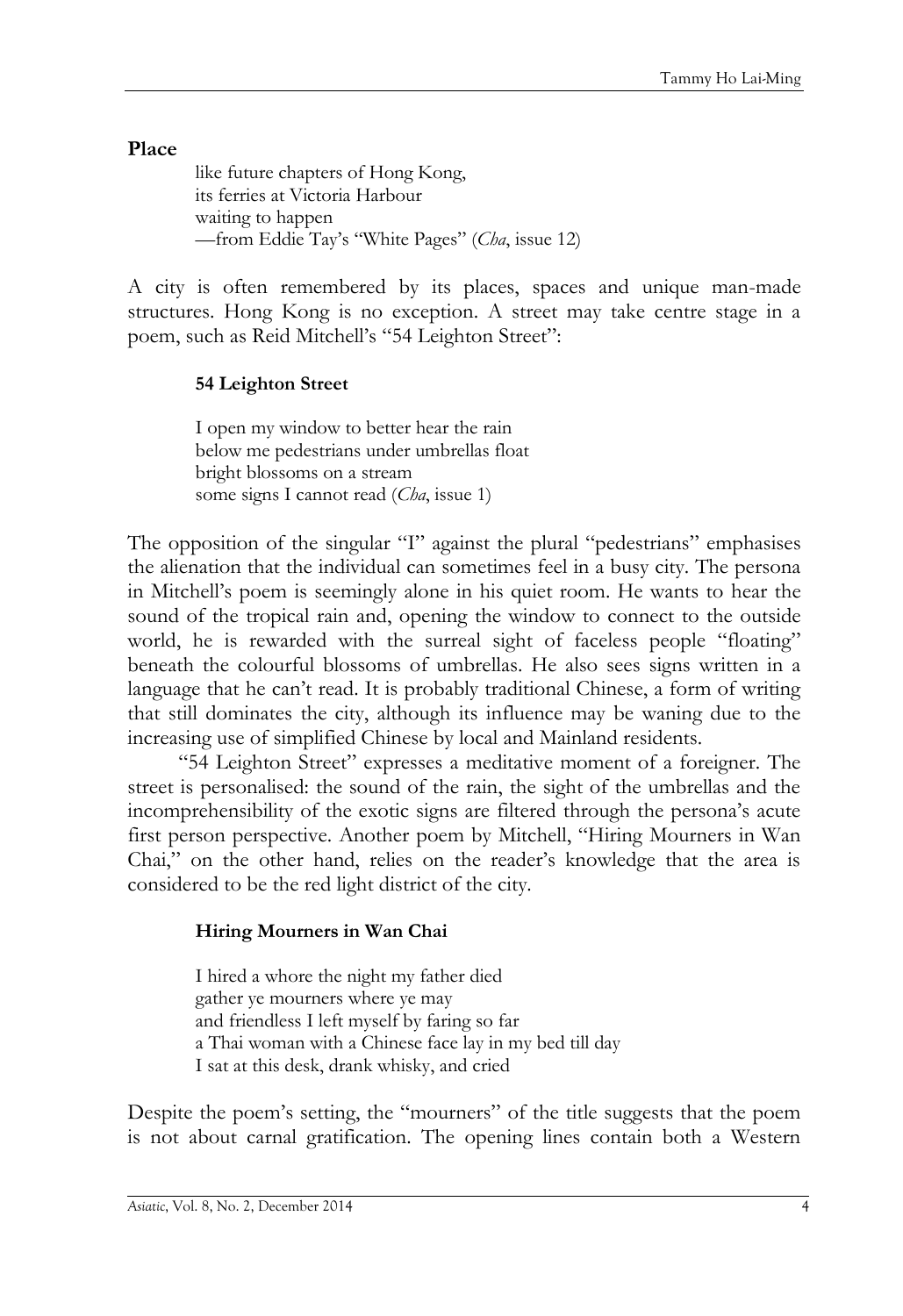**Place**

> like future chapters of Hong Kong,
> its ferries at Victoria Harbour
> waiting to happen
> —from Eddie Tay's "White Pages" (*Cha*, issue 12)

A city is often remembered by its places, spaces and unique man-made structures. Hong Kong is no exception. A street may take centre stage in a poem, such as Reid Mitchell's "54 Leighton Street":

> **54 Leighton Street**
>
> I open my window to better hear the rain
> below me pedestrians under umbrellas float
> bright blossoms on a stream
> some signs I cannot read (*Cha*, issue 1)

The opposition of the singular "I" against the plural "pedestrians" emphasises the alienation that the individual can sometimes feel in a busy city. The persona in Mitchell's poem is seemingly alone in his quiet room. He wants to hear the sound of the tropical rain and, opening the window to connect to the outside world, he is rewarded with the surreal sight of faceless people "floating" beneath the colourful blossoms of umbrellas. He also sees signs written in a language that he can't read. It is probably traditional Chinese, a form of writing that still dominates the city, although its influence may be waning due to the increasing use of simplified Chinese by local and Mainland residents.

"54 Leighton Street" expresses a meditative moment of a foreigner. The street is personalised: the sound of the rain, the sight of the umbrellas and the incomprehensibility of the exotic signs are filtered through the persona's acute first person perspective. Another poem by Mitchell, "Hiring Mourners in Wan Chai," on the other hand, relies on the reader's knowledge that the area is considered to be the red light district of the city.

> **Hiring Mourners in Wan Chai**
>
> I hired a whore the night my father died
> gather ye mourners where ye may
> and friendless I left myself by faring so far
> a Thai woman with a Chinese face lay in my bed till day
> I sat at this desk, drank whisky, and cried

Despite the poem's setting, the "mourners" of the title suggests that the poem is not about carnal gratification. The opening lines contain both a Western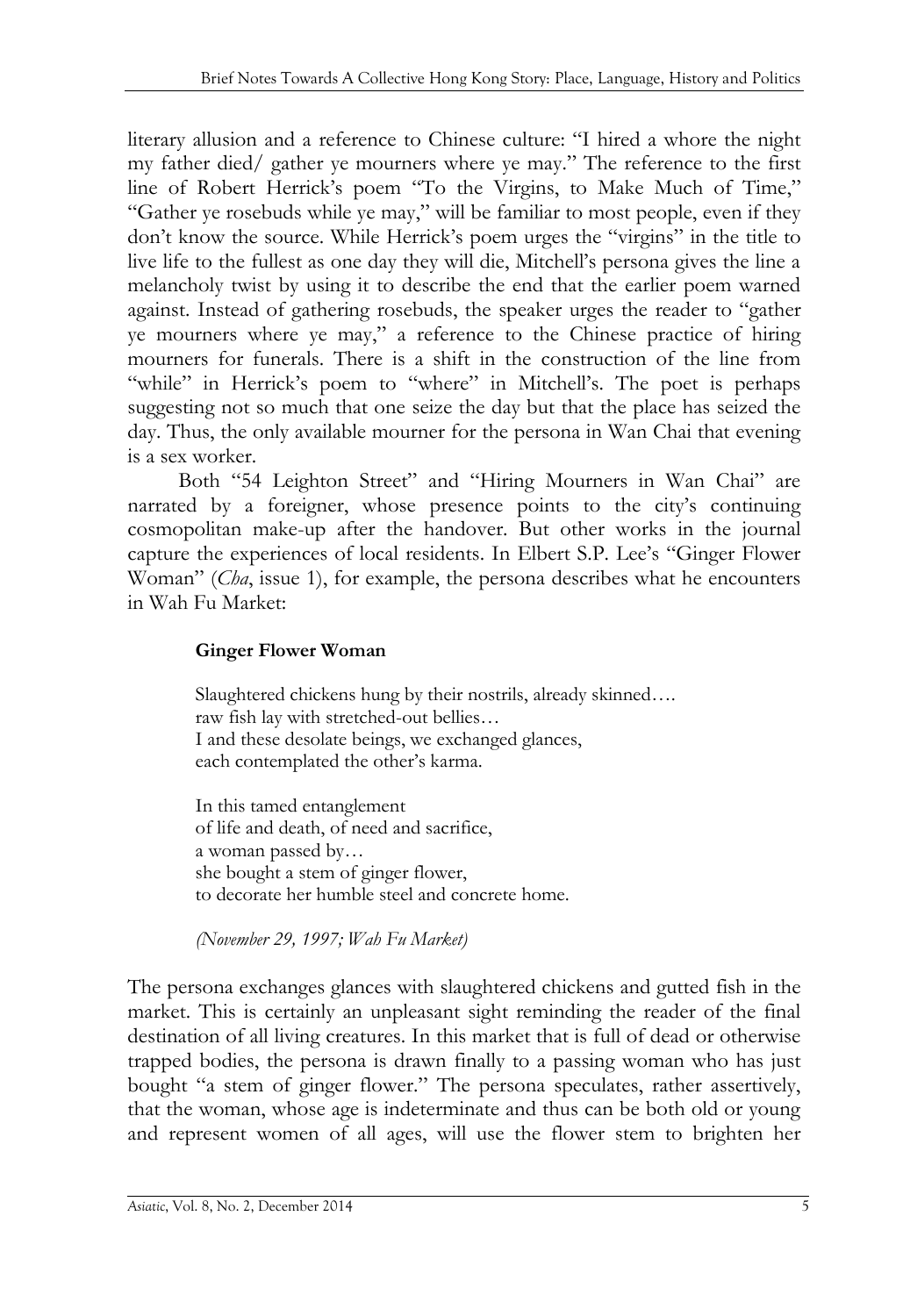literary allusion and a reference to Chinese culture: "I hired a whore the night my father died/ gather ye mourners where ye may." The reference to the first line of Robert Herrick's poem "To the Virgins, to Make Much of Time," "Gather ye rosebuds while ye may," will be familiar to most people, even if they don't know the source. While Herrick's poem urges the "virgins" in the title to live life to the fullest as one day they will die, Mitchell's persona gives the line a melancholy twist by using it to describe the end that the earlier poem warned against. Instead of gathering rosebuds, the speaker urges the reader to "gather ye mourners where ye may," a reference to the Chinese practice of hiring mourners for funerals. There is a shift in the construction of the line from "while" in Herrick's poem to "where" in Mitchell's. The poet is perhaps suggesting not so much that one seize the day but that the place has seized the day. Thus, the only available mourner for the persona in Wan Chai that evening is a sex worker.

Both "54 Leighton Street" and "Hiring Mourners in Wan Chai" are narrated by a foreigner, whose presence points to the city's continuing cosmopolitan make-up after the handover. But other works in the journal capture the experiences of local residents. In Elbert S.P. Lee's "Ginger Flower Woman" (*Cha*, issue 1), for example, the persona describes what he encounters in Wah Fu Market:

> **Ginger Flower Woman**
>
> Slaughtered chickens hung by their nostrils, already skinned….
> raw fish lay with stretched-out bellies…
> I and these desolate beings, we exchanged glances,
> each contemplated the other's karma.
>
> In this tamed entanglement
> of life and death, of need and sacrifice,
> a woman passed by…
> she bought a stem of ginger flower,
> to decorate her humble steel and concrete home.
>
> *(November 29, 1997; Wah Fu Market)*

The persona exchanges glances with slaughtered chickens and gutted fish in the market. This is certainly an unpleasant sight reminding the reader of the final destination of all living creatures. In this market that is full of dead or otherwise trapped bodies, the persona is drawn finally to a passing woman who has just bought "a stem of ginger flower." The persona speculates, rather assertively, that the woman, whose age is indeterminate and thus can be both old or young and represent women of all ages, will use the flower stem to brighten her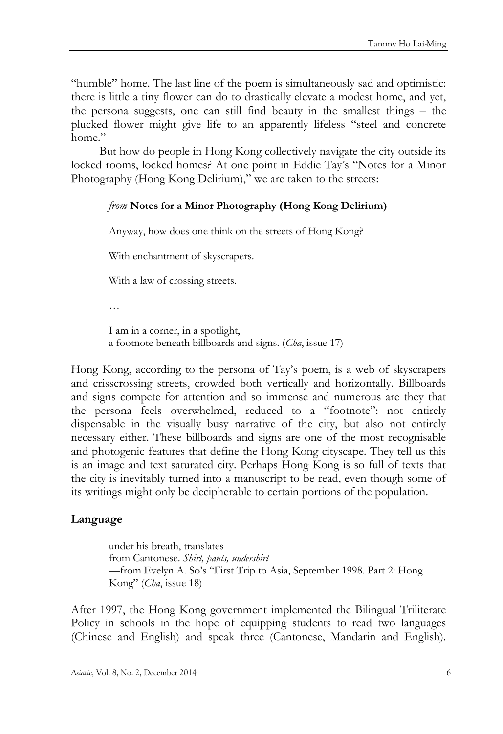"humble" home. The last line of the poem is simultaneously sad and optimistic: there is little a tiny flower can do to drastically elevate a modest home, and yet, the persona suggests, one can still find beauty in the smallest things – the plucked flower might give life to an apparently lifeless "steel and concrete home."

But how do people in Hong Kong collectively navigate the city outside its locked rooms, locked homes? At one point in Eddie Tay's "Notes for a Minor Photography (Hong Kong Delirium)," we are taken to the streets:

> *from* **Notes for a Minor Photography (Hong Kong Delirium)**
>
> Anyway, how does one think on the streets of Hong Kong?
>
> With enchantment of skyscrapers.
>
> With a law of crossing streets.
>
> …
>
> I am in a corner, in a spotlight,
> a footnote beneath billboards and signs. (*Cha*, issue 17)

Hong Kong, according to the persona of Tay's poem, is a web of skyscrapers and crisscrossing streets, crowded both vertically and horizontally. Billboards and signs compete for attention and so immense and numerous are they that the persona feels overwhelmed, reduced to a "footnote": not entirely dispensable in the visually busy narrative of the city, but also not entirely necessary either. These billboards and signs are one of the most recognisable and photogenic features that define the Hong Kong cityscape. They tell us this is an image and text saturated city. Perhaps Hong Kong is so full of texts that the city is inevitably turned into a manuscript to be read, even though some of its writings might only be decipherable to certain portions of the population.

## Language

> under his breath, translates
> from Cantonese. *Shirt, pants, undershirt*
> —from Evelyn A. So's "First Trip to Asia, September 1998. Part 2: Hong Kong" (*Cha*, issue 18)

After 1997, the Hong Kong government implemented the Bilingual Triliterate Policy in schools in the hope of equipping students to read two languages (Chinese and English) and speak three (Cantonese, Mandarin and English).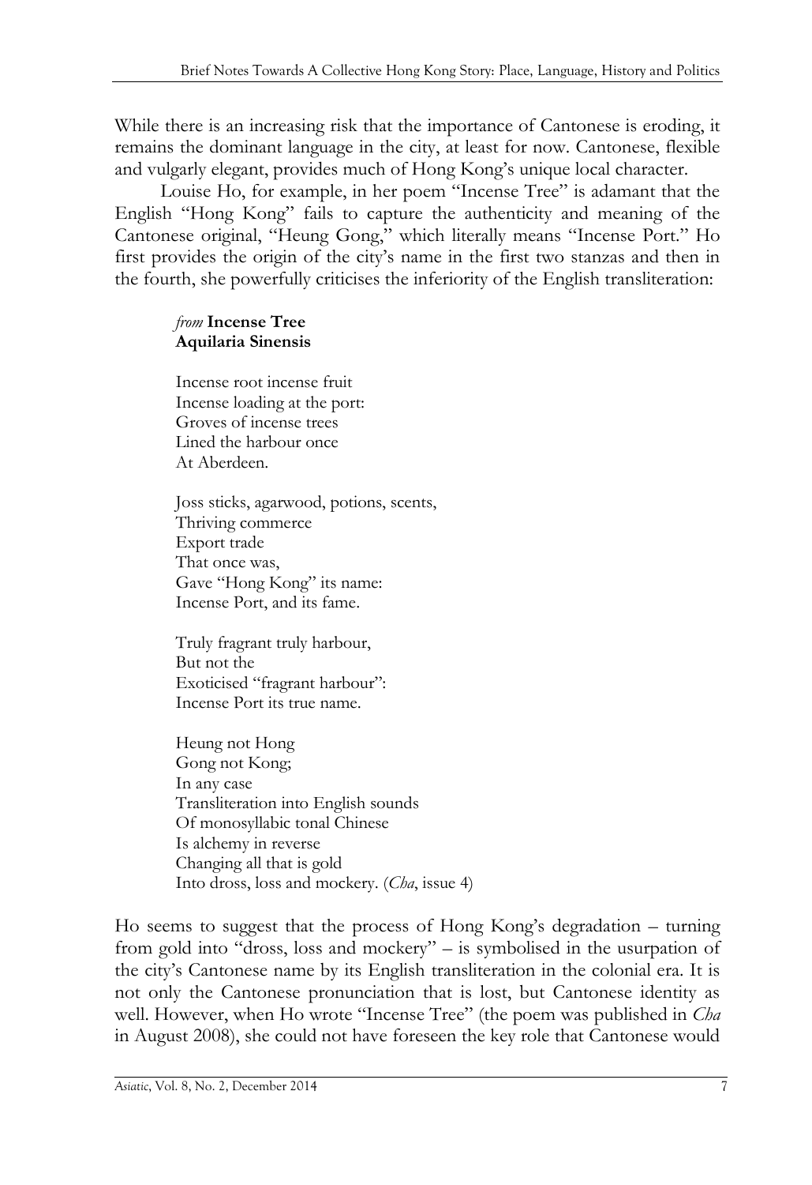While there is an increasing risk that the importance of Cantonese is eroding, it remains the dominant language in the city, at least for now. Cantonese, flexible and vulgarly elegant, provides much of Hong Kong's unique local character.

Louise Ho, for example, in her poem "Incense Tree" is adamant that the English "Hong Kong" fails to capture the authenticity and meaning of the Cantonese original, "Heung Gong," which literally means "Incense Port." Ho first provides the origin of the city's name in the first two stanzas and then in the fourth, she powerfully criticises the inferiority of the English transliteration:

> *from* **Incense Tree**
> **Aquilaria Sinensis**
>
> Incense root incense fruit
> Incense loading at the port:
> Groves of incense trees
> Lined the harbour once
> At Aberdeen.
>
> Joss sticks, agarwood, potions, scents,
> Thriving commerce
> Export trade
> That once was,
> Gave "Hong Kong" its name:
> Incense Port, and its fame.
>
> Truly fragrant truly harbour,
> But not the
> Exoticised "fragrant harbour":
> Incense Port its true name.
>
> Heung not Hong
> Gong not Kong;
> In any case
> Transliteration into English sounds
> Of monosyllabic tonal Chinese
> Is alchemy in reverse
> Changing all that is gold
> Into dross, loss and mockery. (*Cha*, issue 4)

Ho seems to suggest that the process of Hong Kong's degradation – turning from gold into "dross, loss and mockery" – is symbolised in the usurpation of the city's Cantonese name by its English transliteration in the colonial era. It is not only the Cantonese pronunciation that is lost, but Cantonese identity as well. However, when Ho wrote "Incense Tree" (the poem was published in *Cha* in August 2008), she could not have foreseen the key role that Cantonese would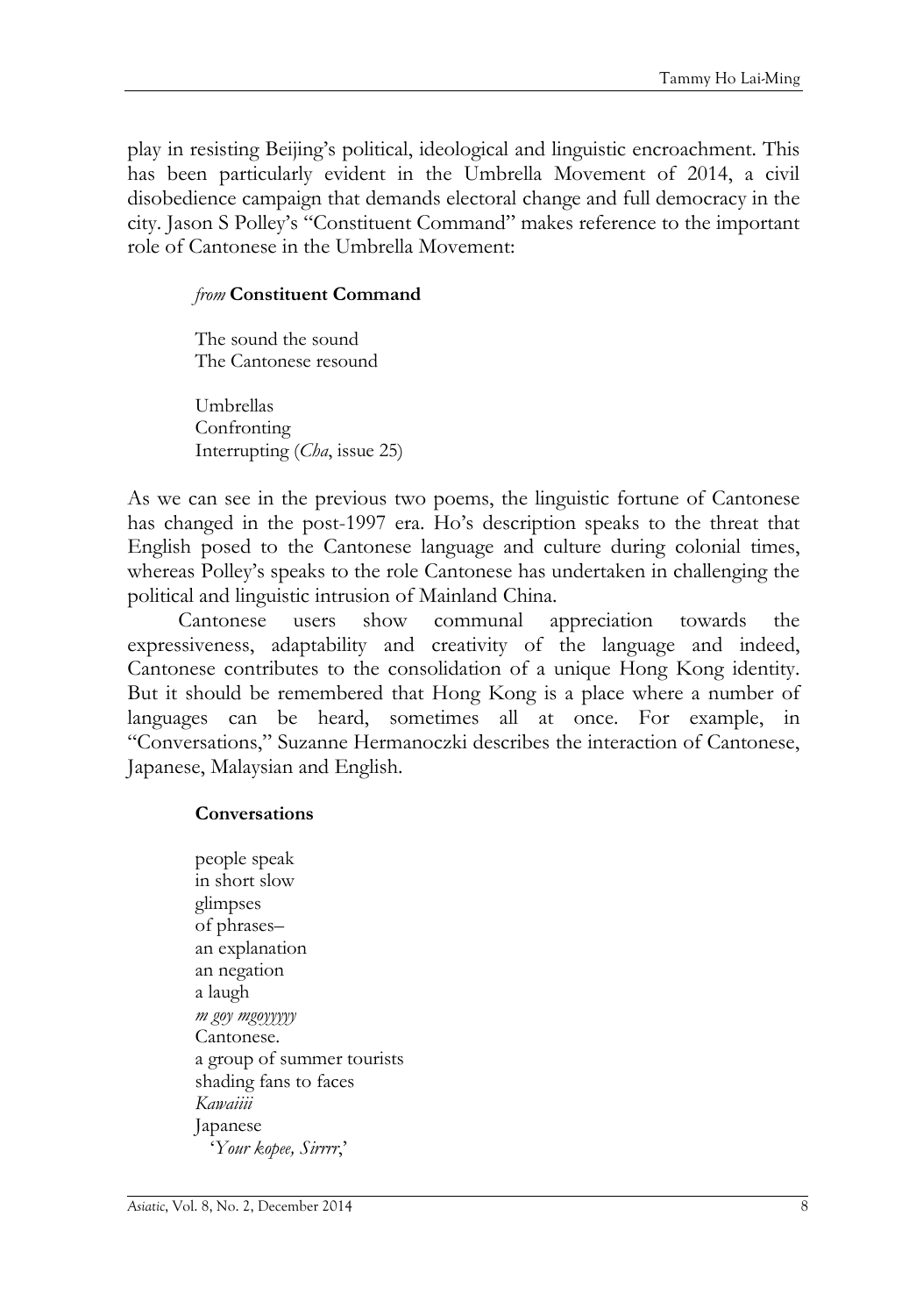play in resisting Beijing's political, ideological and linguistic encroachment. This has been particularly evident in the Umbrella Movement of 2014, a civil disobedience campaign that demands electoral change and full democracy in the city. Jason S Polley's "Constituent Command" makes reference to the important role of Cantonese in the Umbrella Movement:

> *from* **Constituent Command**
>
> The sound the sound
> The Cantonese resound
>
> Umbrellas
> Confronting
> Interrupting (*Cha*, issue 25)

As we can see in the previous two poems, the linguistic fortune of Cantonese has changed in the post-1997 era. Ho's description speaks to the threat that English posed to the Cantonese language and culture during colonial times, whereas Polley's speaks to the role Cantonese has undertaken in challenging the political and linguistic intrusion of Mainland China.

Cantonese users show communal appreciation towards the expressiveness, adaptability and creativity of the language and indeed, Cantonese contributes to the consolidation of a unique Hong Kong identity. But it should be remembered that Hong Kong is a place where a number of languages can be heard, sometimes all at once. For example, in "Conversations," Suzanne Hermanoczki describes the interaction of Cantonese, Japanese, Malaysian and English.

> **Conversations**
>
> people speak
> in short slow
> glimpses
> of phrases–
> an explanation
> an negation
> a laugh
> *m goy mgoyyyyy*
> Cantonese.
> a group of summer tourists
> shading fans to faces
> *Kawaiiii*
> Japanese
> '*Your kopee, Sirrrr*,'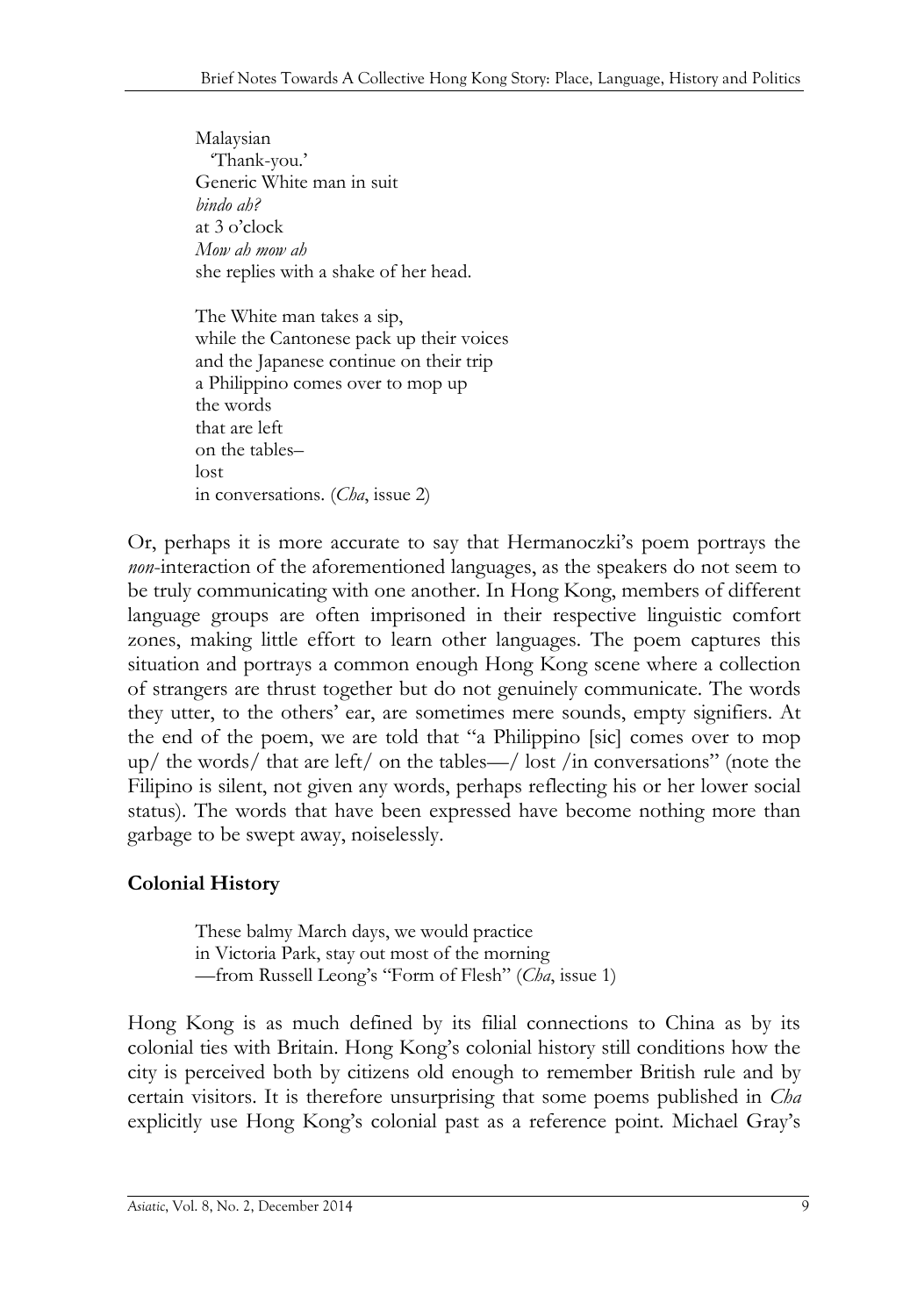Malaysian  
  'Thank-you.'  
Generic White man in suit  
*bindo ah?*  
at 3 o'clock  
*Mow ah mow ah*  
she replies with a shake of her head.

The White man takes a sip,  
while the Cantonese pack up their voices  
and the Japanese continue on their trip  
a Philippino comes over to mop up  
the words  
that are left  
on the tables–  
lost  
in conversations. (*Cha*, issue 2)

Or, perhaps it is more accurate to say that Hermanoczki's poem portrays the *non*-interaction of the aforementioned languages, as the speakers do not seem to be truly communicating with one another. In Hong Kong, members of different language groups are often imprisoned in their respective linguistic comfort zones, making little effort to learn other languages. The poem captures this situation and portrays a common enough Hong Kong scene where a collection of strangers are thrust together but do not genuinely communicate. The words they utter, to the others' ear, are sometimes mere sounds, empty signifiers. At the end of the poem, we are told that "a Philippino [sic] comes over to mop up/ the words/ that are left/ on the tables—/ lost /in conversations" (note the Filipino is silent, not given any words, perhaps reflecting his or her lower social status). The words that have been expressed have become nothing more than garbage to be swept away, noiselessly.

**Colonial History**

> These balmy March days, we would practice  
> in Victoria Park, stay out most of the morning  
> —from Russell Leong's "Form of Flesh" (*Cha*, issue 1)

Hong Kong is as much defined by its filial connections to China as by its colonial ties with Britain. Hong Kong's colonial history still conditions how the city is perceived both by citizens old enough to remember British rule and by certain visitors. It is therefore unsurprising that some poems published in *Cha* explicitly use Hong Kong's colonial past as a reference point. Michael Gray's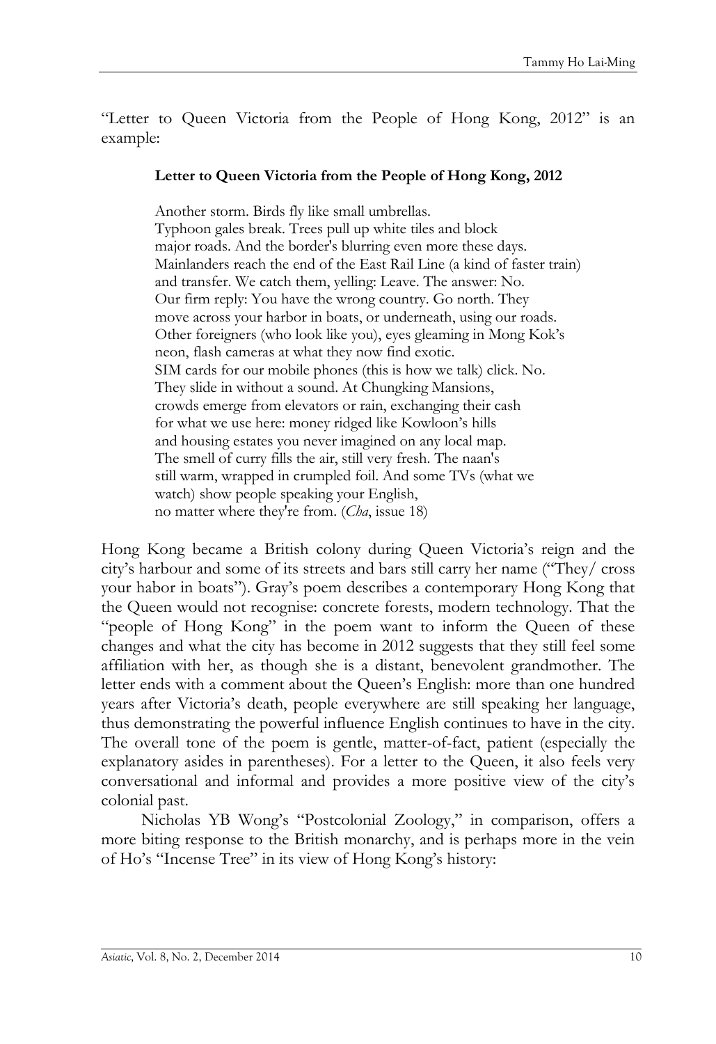"Letter to Queen Victoria from the People of Hong Kong, 2012" is an example:

> **Letter to Queen Victoria from the People of Hong Kong, 2012**
>
> Another storm. Birds fly like small umbrellas.
> Typhoon gales break. Trees pull up white tiles and block
> major roads. And the border's blurring even more these days.
> Mainlanders reach the end of the East Rail Line (a kind of faster train)
> and transfer. We catch them, yelling: Leave. The answer: No.
> Our firm reply: You have the wrong country. Go north. They
> move across your harbor in boats, or underneath, using our roads.
> Other foreigners (who look like you), eyes gleaming in Mong Kok's
> neon, flash cameras at what they now find exotic.
> SIM cards for our mobile phones (this is how we talk) click. No.
> They slide in without a sound. At Chungking Mansions,
> crowds emerge from elevators or rain, exchanging their cash
> for what we use here: money ridged like Kowloon's hills
> and housing estates you never imagined on any local map.
> The smell of curry fills the air, still very fresh. The naan's
> still warm, wrapped in crumpled foil. And some TVs (what we
> watch) show people speaking your English,
> no matter where they're from. (*Cha*, issue 18)

Hong Kong became a British colony during Queen Victoria's reign and the city's harbour and some of its streets and bars still carry her name ("They/ cross your habor in boats"). Gray's poem describes a contemporary Hong Kong that the Queen would not recognise: concrete forests, modern technology. That the "people of Hong Kong" in the poem want to inform the Queen of these changes and what the city has become in 2012 suggests that they still feel some affiliation with her, as though she is a distant, benevolent grandmother. The letter ends with a comment about the Queen's English: more than one hundred years after Victoria's death, people everywhere are still speaking her language, thus demonstrating the powerful influence English continues to have in the city. The overall tone of the poem is gentle, matter-of-fact, patient (especially the explanatory asides in parentheses). For a letter to the Queen, it also feels very conversational and informal and provides a more positive view of the city's colonial past.

Nicholas YB Wong's "Postcolonial Zoology," in comparison, offers a more biting response to the British monarchy, and is perhaps more in the vein of Ho's "Incense Tree" in its view of Hong Kong's history: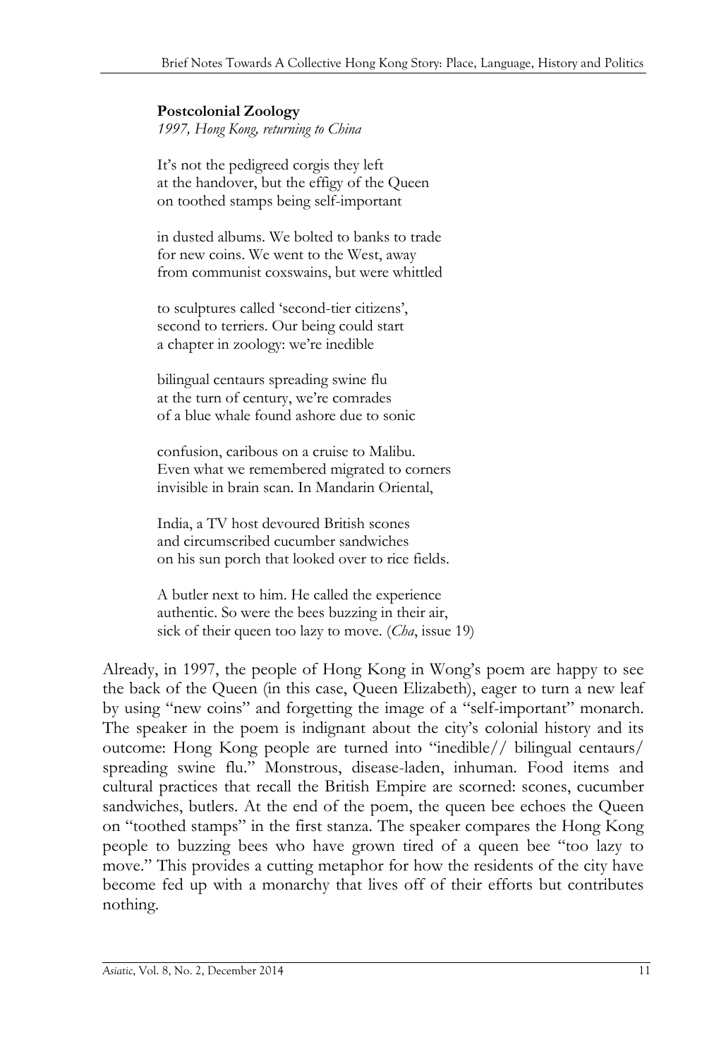**Postcolonial Zoology**
*1997, Hong Kong, returning to China*

It's not the pedigreed corgis they left
at the handover, but the effigy of the Queen
on toothed stamps being self-important

in dusted albums. We bolted to banks to trade
for new coins. We went to the West, away
from communist coxswains, but were whittled

to sculptures called 'second-tier citizens',
second to terriers. Our being could start
a chapter in zoology: we're inedible

bilingual centaurs spreading swine flu
at the turn of century, we're comrades
of a blue whale found ashore due to sonic

confusion, caribous on a cruise to Malibu.
Even what we remembered migrated to corners
invisible in brain scan. In Mandarin Oriental,

India, a TV host devoured British scones
and circumscribed cucumber sandwiches
on his sun porch that looked over to rice fields.

A butler next to him. He called the experience
authentic. So were the bees buzzing in their air,
sick of their queen too lazy to move. (*Cha*, issue 19)

Already, in 1997, the people of Hong Kong in Wong's poem are happy to see the back of the Queen (in this case, Queen Elizabeth), eager to turn a new leaf by using "new coins" and forgetting the image of a "self-important" monarch. The speaker in the poem is indignant about the city's colonial history and its outcome: Hong Kong people are turned into "inedible// bilingual centaurs/ spreading swine flu." Monstrous, disease-laden, inhuman. Food items and cultural practices that recall the British Empire are scorned: scones, cucumber sandwiches, butlers. At the end of the poem, the queen bee echoes the Queen on "toothed stamps" in the first stanza. The speaker compares the Hong Kong people to buzzing bees who have grown tired of a queen bee "too lazy to move." This provides a cutting metaphor for how the residents of the city have become fed up with a monarchy that lives off of their efforts but contributes nothing.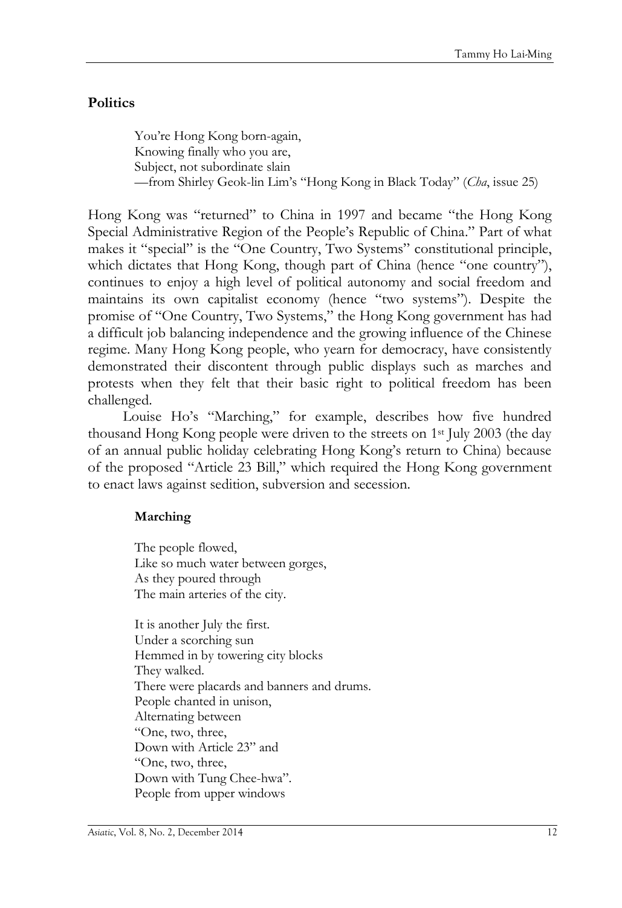### Politics

> You're Hong Kong born-again,
> Knowing finally who you are,
> Subject, not subordinate slain
> —from Shirley Geok-lin Lim's "Hong Kong in Black Today" (*Cha*, issue 25)

Hong Kong was "returned" to China in 1997 and became "the Hong Kong Special Administrative Region of the People's Republic of China." Part of what makes it "special" is the "One Country, Two Systems" constitutional principle, which dictates that Hong Kong, though part of China (hence "one country"), continues to enjoy a high level of political autonomy and social freedom and maintains its own capitalist economy (hence "two systems"). Despite the promise of "One Country, Two Systems," the Hong Kong government has had a difficult job balancing independence and the growing influence of the Chinese regime. Many Hong Kong people, who yearn for democracy, have consistently demonstrated their discontent through public displays such as marches and protests when they felt that their basic right to political freedom has been challenged.

Louise Ho's "Marching," for example, describes how five hundred thousand Hong Kong people were driven to the streets on 1st July 2003 (the day of an annual public holiday celebrating Hong Kong's return to China) because of the proposed "Article 23 Bill," which required the Hong Kong government to enact laws against sedition, subversion and secession.

> **Marching**
>
> The people flowed,
> Like so much water between gorges,
> As they poured through
> The main arteries of the city.
>
> It is another July the first.
> Under a scorching sun
> Hemmed in by towering city blocks
> They walked.
> There were placards and banners and drums.
> People chanted in unison,
> Alternating between
> "One, two, three,
> Down with Article 23" and
> "One, two, three,
> Down with Tung Chee-hwa".
> People from upper windows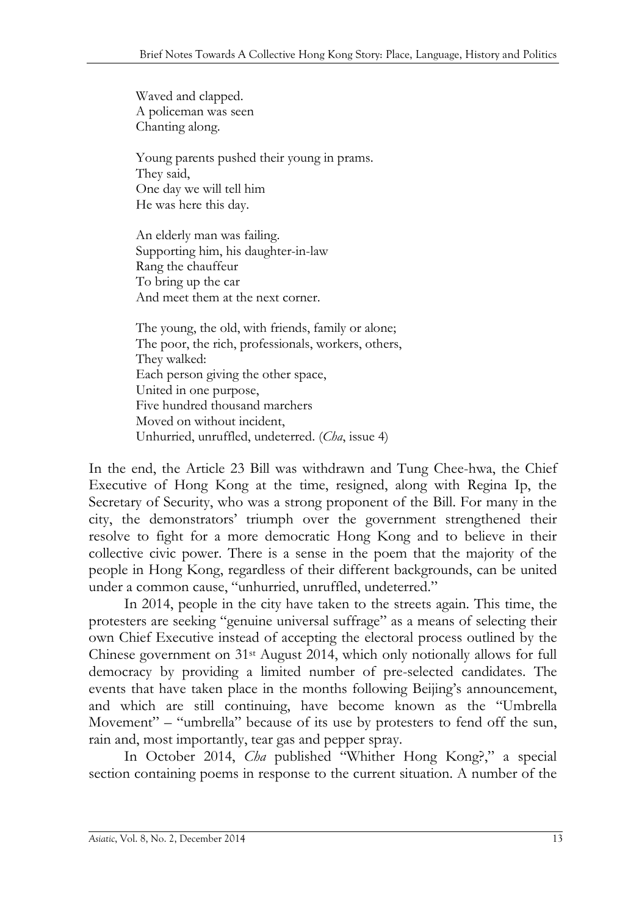Waved and clapped.  
A policeman was seen  
Chanting along.

Young parents pushed their young in prams.  
They said,  
One day we will tell him  
He was here this day.

An elderly man was failing.  
Supporting him, his daughter-in-law  
Rang the chauffeur  
To bring up the car  
And meet them at the next corner.

The young, the old, with friends, family or alone;  
The poor, the rich, professionals, workers, others,  
They walked:  
Each person giving the other space,  
United in one purpose,  
Five hundred thousand marchers  
Moved on without incident,  
Unhurried, unruffled, undeterred. (*Cha*, issue 4)

In the end, the Article 23 Bill was withdrawn and Tung Chee-hwa, the Chief Executive of Hong Kong at the time, resigned, along with Regina Ip, the Secretary of Security, who was a strong proponent of the Bill. For many in the city, the demonstrators' triumph over the government strengthened their resolve to fight for a more democratic Hong Kong and to believe in their collective civic power. There is a sense in the poem that the majority of the people in Hong Kong, regardless of their different backgrounds, can be united under a common cause, "unhurried, unruffled, undeterred."

In 2014, people in the city have taken to the streets again. This time, the protesters are seeking "genuine universal suffrage" as a means of selecting their own Chief Executive instead of accepting the electoral process outlined by the Chinese government on 31st August 2014, which only notionally allows for full democracy by providing a limited number of pre-selected candidates. The events that have taken place in the months following Beijing's announcement, and which are still continuing, have become known as the "Umbrella Movement" – "umbrella" because of its use by protesters to fend off the sun, rain and, most importantly, tear gas and pepper spray.

In October 2014, *Cha* published "Whither Hong Kong?," a special section containing poems in response to the current situation. A number of the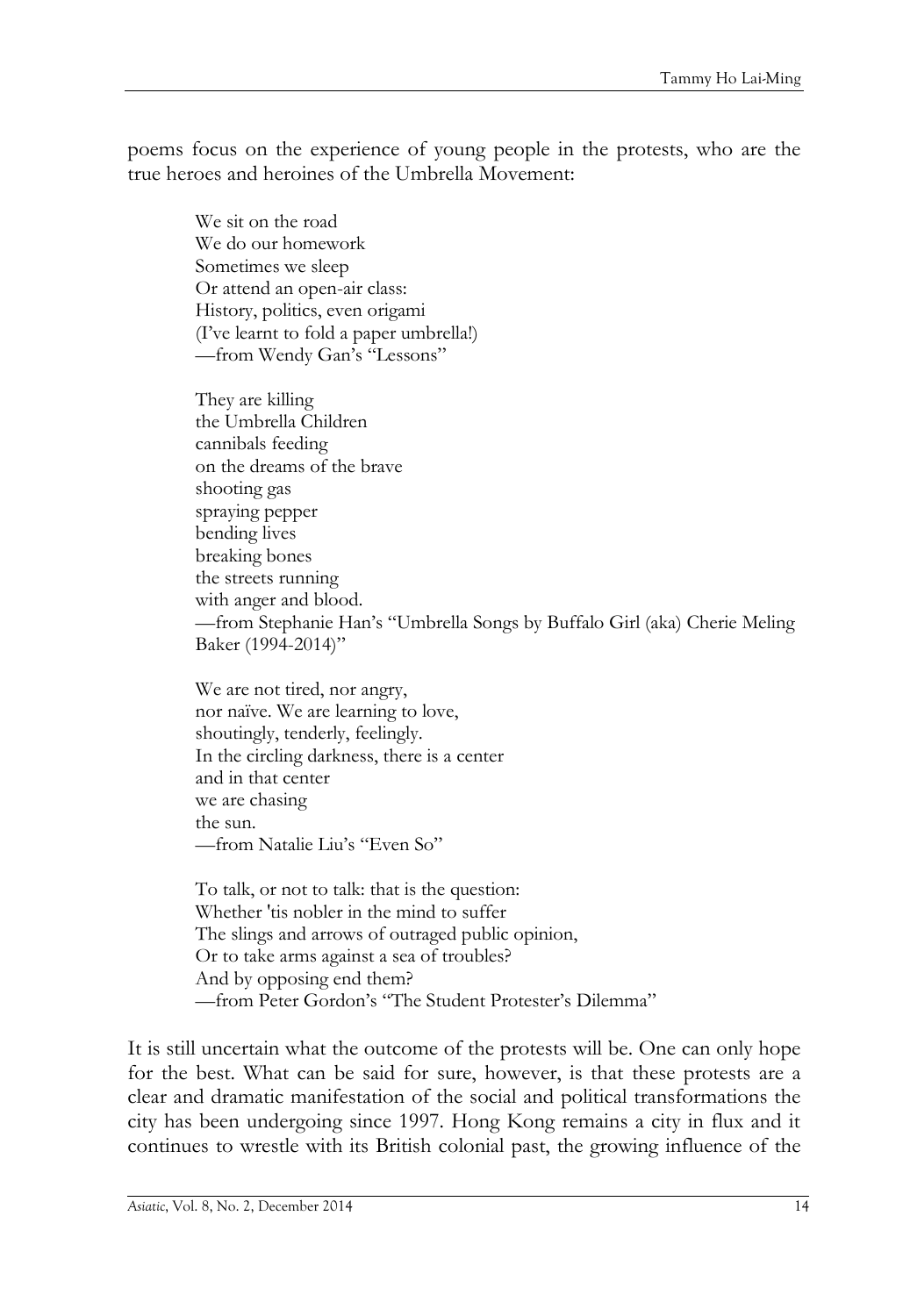poems focus on the experience of young people in the protests, who are the true heroes and heroines of the Umbrella Movement:

> We sit on the road  
> We do our homework  
> Sometimes we sleep  
> Or attend an open-air class:  
> History, politics, even origami  
> (I've learnt to fold a paper umbrella!)  
> —from Wendy Gan's "Lessons"

> They are killing  
> the Umbrella Children  
> cannibals feeding  
> on the dreams of the brave  
> shooting gas  
> spraying pepper  
> bending lives  
> breaking bones  
> the streets running  
> with anger and blood.  
> —from Stephanie Han's "Umbrella Songs by Buffalo Girl (aka) Cherie Meling Baker (1994-2014)"

> We are not tired, nor angry,  
> nor naïve. We are learning to love,  
> shoutingly, tenderly, feelingly.  
> In the circling darkness, there is a center  
> and in that center  
> we are chasing  
> the sun.  
> —from Natalie Liu's "Even So"

> To talk, or not to talk: that is the question:  
> Whether 'tis nobler in the mind to suffer  
> The slings and arrows of outraged public opinion,  
> Or to take arms against a sea of troubles?  
> And by opposing end them?  
> —from Peter Gordon's "The Student Protester's Dilemma"

It is still uncertain what the outcome of the protests will be. One can only hope for the best. What can be said for sure, however, is that these protests are a clear and dramatic manifestation of the social and political transformations the city has been undergoing since 1997. Hong Kong remains a city in flux and it continues to wrestle with its British colonial past, the growing influence of the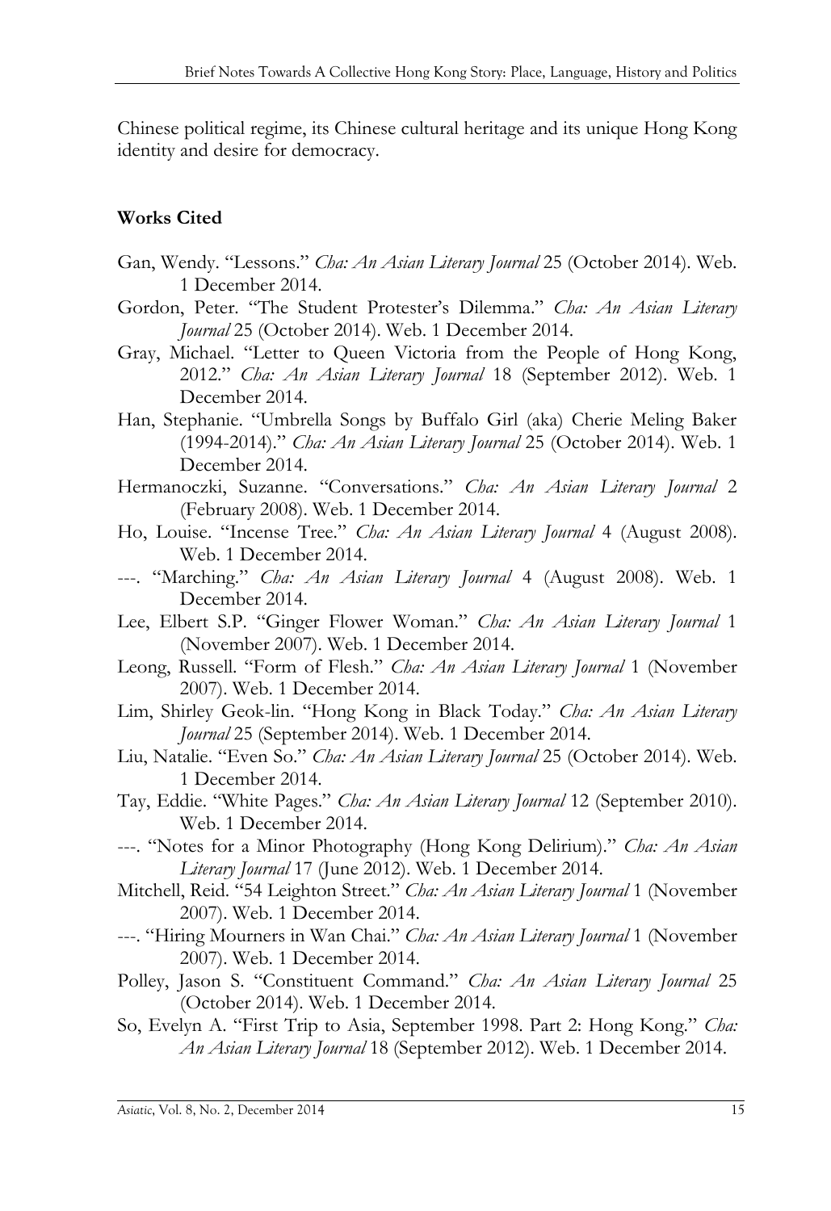Chinese political regime, its Chinese cultural heritage and its unique Hong Kong identity and desire for democracy.

**Works Cited**

Gan, Wendy. "Lessons." *Cha: An Asian Literary Journal* 25 (October 2014). Web. 1 December 2014.

Gordon, Peter. "The Student Protester's Dilemma." *Cha: An Asian Literary Journal* 25 (October 2014). Web. 1 December 2014.

Gray, Michael. "Letter to Queen Victoria from the People of Hong Kong, 2012." *Cha: An Asian Literary Journal* 18 (September 2012). Web. 1 December 2014.

Han, Stephanie. "Umbrella Songs by Buffalo Girl (aka) Cherie Meling Baker (1994-2014)." *Cha: An Asian Literary Journal* 25 (October 2014). Web. 1 December 2014.

Hermanoczki, Suzanne. "Conversations." *Cha: An Asian Literary Journal* 2 (February 2008). Web. 1 December 2014.

Ho, Louise. "Incense Tree." *Cha: An Asian Literary Journal* 4 (August 2008). Web. 1 December 2014.

---. "Marching." *Cha: An Asian Literary Journal* 4 (August 2008). Web. 1 December 2014.

Lee, Elbert S.P. "Ginger Flower Woman." *Cha: An Asian Literary Journal* 1 (November 2007). Web. 1 December 2014.

Leong, Russell. "Form of Flesh." *Cha: An Asian Literary Journal* 1 (November 2007). Web. 1 December 2014.

Lim, Shirley Geok-lin. "Hong Kong in Black Today." *Cha: An Asian Literary Journal* 25 (September 2014). Web. 1 December 2014.

Liu, Natalie. "Even So." *Cha: An Asian Literary Journal* 25 (October 2014). Web. 1 December 2014.

Tay, Eddie. "White Pages." *Cha: An Asian Literary Journal* 12 (September 2010). Web. 1 December 2014.

---. "Notes for a Minor Photography (Hong Kong Delirium)." *Cha: An Asian Literary Journal* 17 (June 2012). Web. 1 December 2014.

Mitchell, Reid. "54 Leighton Street." *Cha: An Asian Literary Journal* 1 (November 2007). Web. 1 December 2014.

---. "Hiring Mourners in Wan Chai." *Cha: An Asian Literary Journal* 1 (November 2007). Web. 1 December 2014.

Polley, Jason S. "Constituent Command." *Cha: An Asian Literary Journal* 25 (October 2014). Web. 1 December 2014.

So, Evelyn A. "First Trip to Asia, September 1998. Part 2: Hong Kong." *Cha: An Asian Literary Journal* 18 (September 2012). Web. 1 December 2014.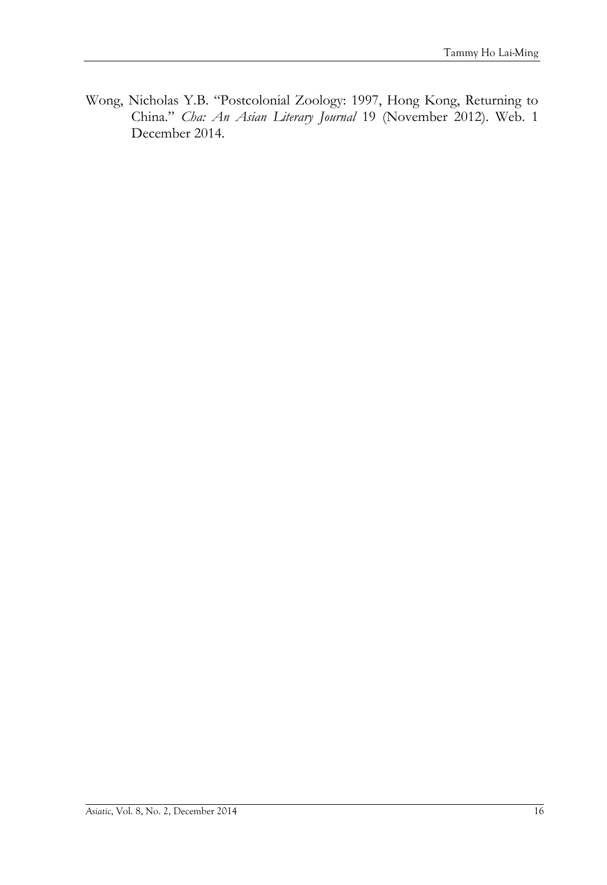Wong, Nicholas Y.B. "Postcolonial Zoology: 1997, Hong Kong, Returning to China." *Cha: An Asian Literary Journal* 19 (November 2012). Web. 1 December 2014.